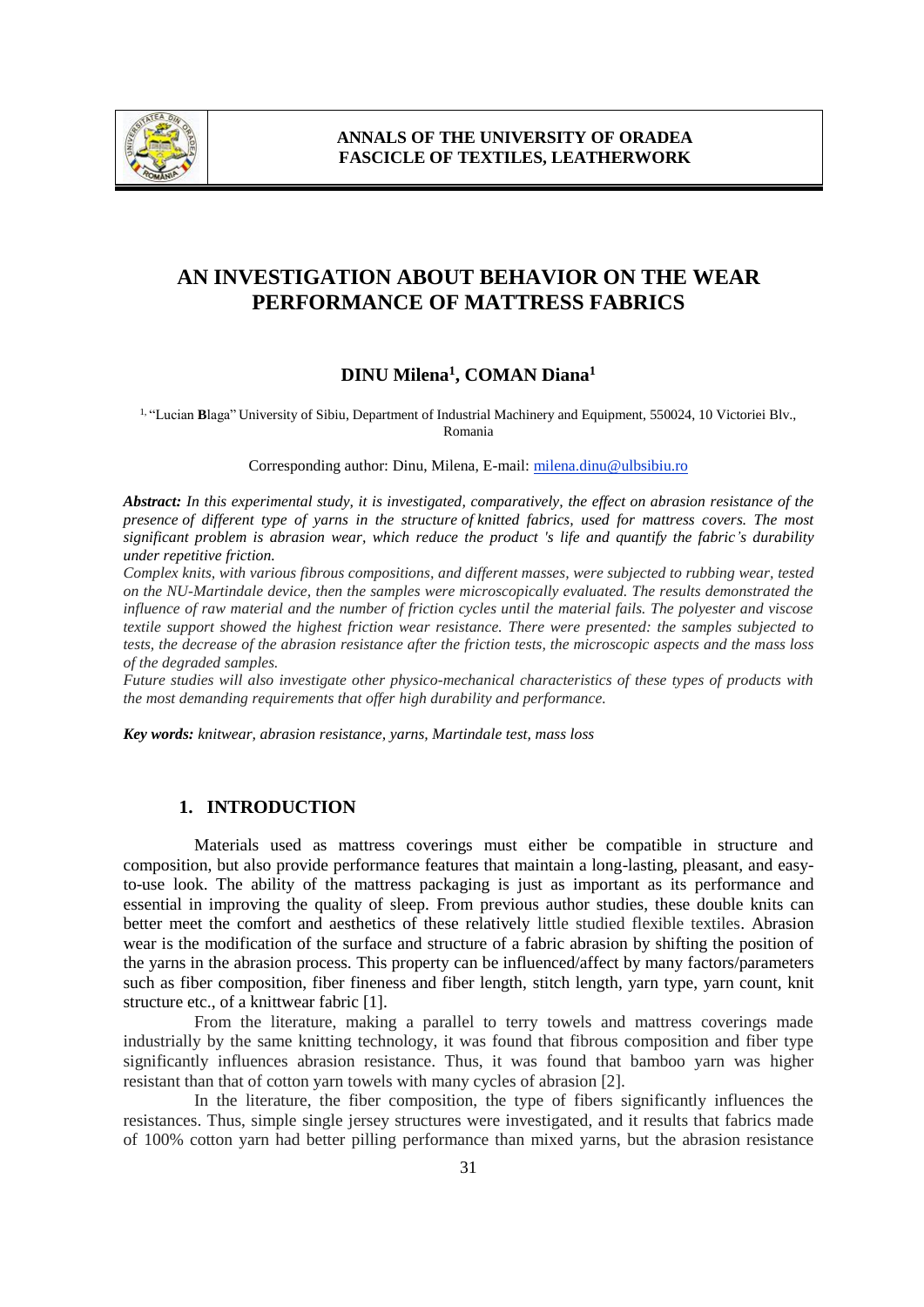# AN INVESTIGATION ABOUT BEHAVIOR ON THE WEAR PERFORMANCE OF MATTRESS FABRICS

**DINU Milena[1], COMAN Diana[1]**

[1] "Lucian **B**laga" University of Sibiu, Department of Industrial Machinery and Equipment, 550024, 10 Victoriei Blv., Romania

Corresponding author: Dinu, Milena, E-mail: milena.dinu@ulbsibiu.ro

***Abstract:*** *In this experimental study, it is investigated, comparatively, the effect on abrasion resistance of the presence of different type of yarns in the structure of knitted fabrics, used for mattress covers. The most significant problem is abrasion wear, which reduce the product 's life and quantify the fabric's durability under repetitive friction.*

*Complex knits, with various fibrous compositions, and different masses, were subjected to rubbing wear, tested on the NU-Martindale device, then the samples were microscopically evaluated. The results demonstrated the influence of raw material and the number of friction cycles until the material fails. The polyester and viscose textile support showed the highest friction wear resistance. There were presented: the samples subjected to tests, the decrease of the abrasion resistance after the friction tests, the microscopic aspects and the mass loss of the degraded samples.*

*Future studies will also investigate other physico-mechanical characteristics of these types of products with the most demanding requirements that offer high durability and performance.*

***Key words:*** *knitwear, abrasion resistance, yarns, Martindale test, mass loss*

## 1. INTRODUCTION

Materials used as mattress coverings must either be compatible in structure and composition, but also provide performance features that maintain a long-lasting, pleasant, and easy-to-use look. The ability of the mattress packaging is just as important as its performance and essential in improving the quality of sleep. From previous author studies, these double knits can better meet the comfort and aesthetics of these relatively little studied flexible textiles. Abrasion wear is the modification of the surface and structure of a fabric abrasion by shifting the position of the yarns in the abrasion process. This property can be influenced/affect by many factors/parameters such as fiber composition, fiber fineness and fiber length, stitch length, yarn type, yarn count, knit structure etc., of a knittwear fabric [1].

From the literature, making a parallel to terry towels and mattress coverings made industrially by the same knitting technology, it was found that fibrous composition and fiber type significantly influences abrasion resistance. Thus, it was found that bamboo yarn was higher resistant than that of cotton yarn towels with many cycles of abrasion [2].

In the literature, the fiber composition, the type of fibers significantly influences the resistances. Thus, simple single jersey structures were investigated, and it results that fabrics made of 100% cotton yarn had better pilling performance than mixed yarns, but the abrasion resistance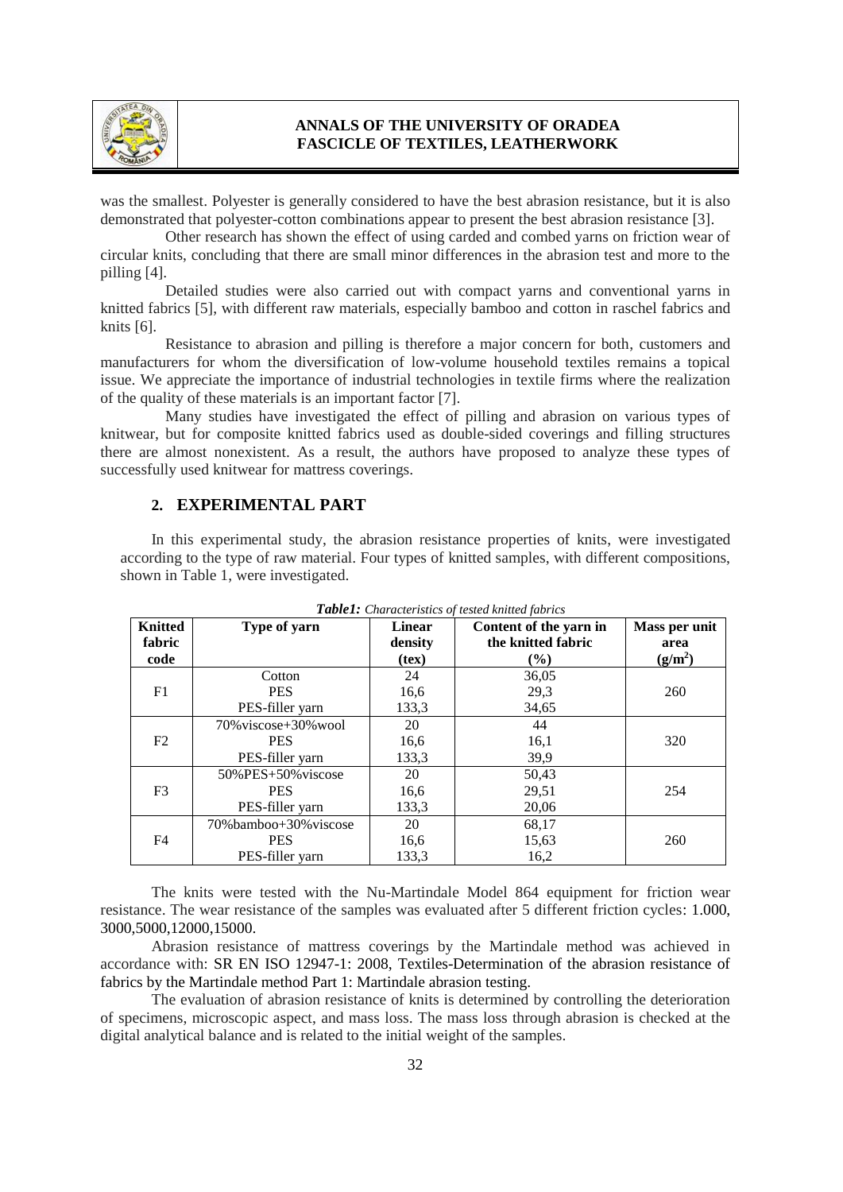was the smallest. Polyester is generally considered to have the best abrasion resistance, but it is also demonstrated that polyester-cotton combinations appear to present the best abrasion resistance [3].

Other research has shown the effect of using carded and combed yarns on friction wear of circular knits, concluding that there are small minor differences in the abrasion test and more to the pilling [4].

Detailed studies were also carried out with compact yarns and conventional yarns in knitted fabrics [5], with different raw materials, especially bamboo and cotton in raschel fabrics and knits [6].

Resistance to abrasion and pilling is therefore a major concern for both, customers and manufacturers for whom the diversification of low-volume household textiles remains a topical issue. We appreciate the importance of industrial technologies in textile firms where the realization of the quality of these materials is an important factor [7].

Many studies have investigated the effect of pilling and abrasion on various types of knitwear, but for composite knitted fabrics used as double-sided coverings and filling structures there are almost nonexistent. As a result, the authors have proposed to analyze these types of successfully used knitwear for mattress coverings.

## 2. EXPERIMENTAL PART

In this experimental study, the abrasion resistance properties of knits, were investigated according to the type of raw material. Four types of knitted samples, with different compositions, shown in Table 1, were investigated.

***Table1:*** *Characteristics of tested knitted fabrics*

| Knitted fabric code | Type of yarn | Linear density (tex) | Content of the yarn in the knitted fabric (%) | Mass per unit area (g/m$^2$) |
|---|---|---|---|---|
| F1 | Cotton | 24 | 36,05 | 260 |
| | PES | 16,6 | 29,3 | |
| | PES-filler yarn | 133,3 | 34,65 | |
| F2 | 70%viscose+30%wool | 20 | 44 | 320 |
| | PES | 16,6 | 16,1 | |
| | PES-filler yarn | 133,3 | 39,9 | |
| F3 | 50%PES+50%viscose | 20 | 50,43 | 254 |
| | PES | 16,6 | 29,51 | |
| | PES-filler yarn | 133,3 | 20,06 | |
| F4 | 70%bamboo+30%viscose | 20 | 68,17 | 260 |
| | PES | 16,6 | 15,63 | |
| | PES-filler yarn | 133,3 | 16,2 | |

The knits were tested with the Nu-Martindale Model 864 equipment for friction wear resistance. The wear resistance of the samples was evaluated after 5 different friction cycles: 1.000, 3000,5000,12000,15000.

Abrasion resistance of mattress coverings by the Martindale method was achieved in accordance with: SR EN ISO 12947-1: 2008, Textiles-Determination of the abrasion resistance of fabrics by the Martindale method Part 1: Martindale abrasion testing.

The evaluation of abrasion resistance of knits is determined by controlling the deterioration of specimens, microscopic aspect, and mass loss. The mass loss through abrasion is checked at the digital analytical balance and is related to the initial weight of the samples.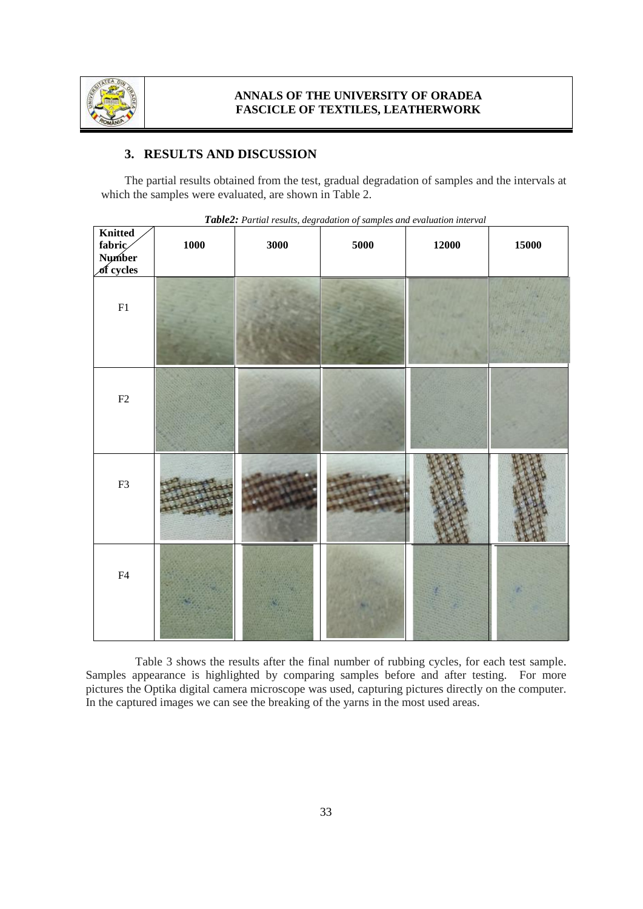## 3. RESULTS AND DISCUSSION

The partial results obtained from the test, gradual degradation of samples and the intervals at which the samples were evaluated, are shown in Table 2.

***Table2:*** *Partial results, degradation of samples and evaluation interval*

| Knitted fabric / Number of cycles | 1000 | 3000 | 5000 | 12000 | 15000 |
|---|---|---|---|---|---|
| F1 | | | | | |
| F2 | | | | | |
| F3 | | | | | |
| F4 | | | | | |

Table 3 shows the results after the final number of rubbing cycles, for each test sample. Samples appearance is highlighted by comparing samples before and after testing. For more pictures the Optika digital camera microscope was used, capturing pictures directly on the computer. In the captured images we can see the breaking of the yarns in the most used areas.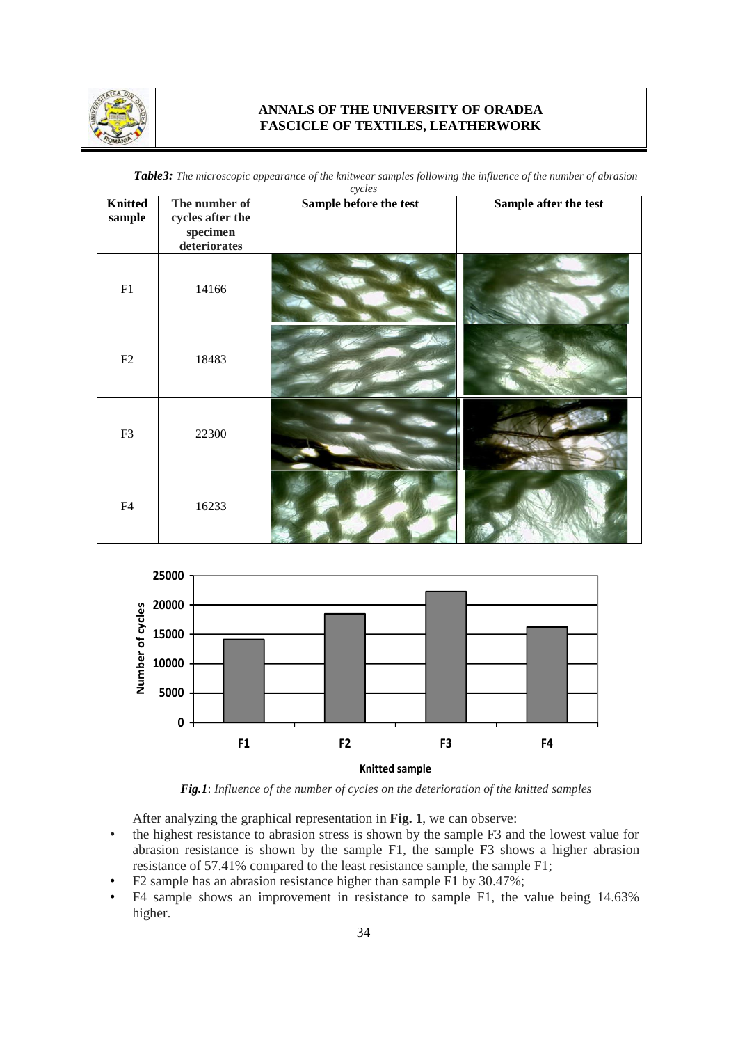***Table3:*** *The microscopic appearance of the knitwear samples following the influence of the number of abrasion cycles*

| Knitted sample | The number of cycles after the specimen deteriorates | Sample before the test | Sample after the test |
|---|---|---|---|
| F1 | 14166 | | |
| F2 | 18483 | | |
| F3 | 22300 | | |
| F4 | 16233 | | |

***Fig.1***: *Influence of the number of cycles on the deterioration of the knitted samples*

After analyzing the graphical representation in **Fig. 1**, we can observe:

- the highest resistance to abrasion stress is shown by the sample F3 and the lowest value for abrasion resistance is shown by the sample F1, the sample F3 shows a higher abrasion resistance of 57.41% compared to the least resistance sample, the sample F1;
- F2 sample has an abrasion resistance higher than sample F1 by 30.47%;
- F4 sample shows an improvement in resistance to sample F1, the value being 14.63% higher.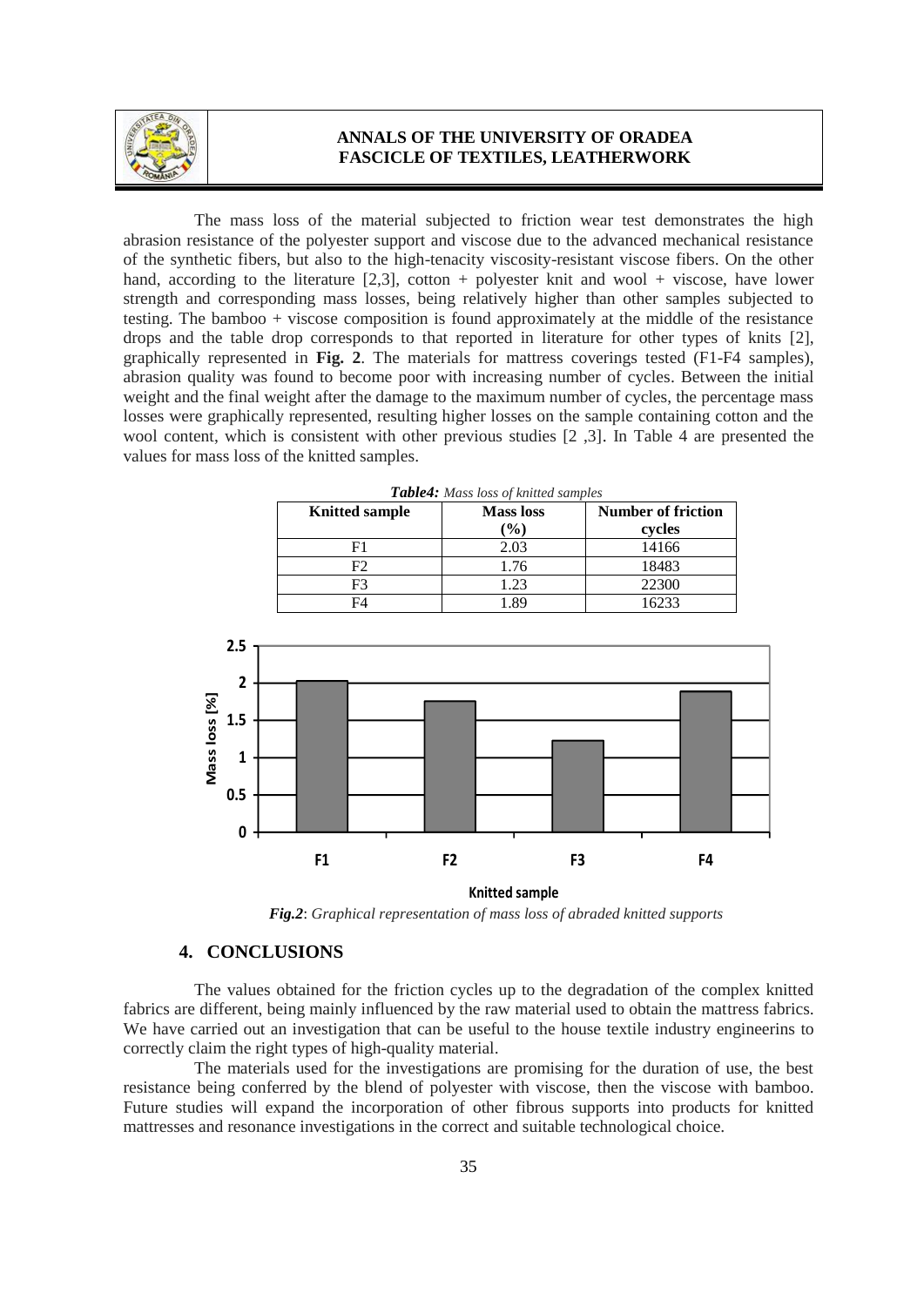The mass loss of the material subjected to friction wear test demonstrates the high abrasion resistance of the polyester support and viscose due to the advanced mechanical resistance of the synthetic fibers, but also to the high-tenacity viscosity-resistant viscose fibers. On the other hand, according to the literature [2,3], cotton + polyester knit and wool + viscose, have lower strength and corresponding mass losses, being relatively higher than other samples subjected to testing. The bamboo + viscose composition is found approximately at the middle of the resistance drops and the table drop corresponds to that reported in literature for other types of knits [2], graphically represented in **Fig. 2**. The materials for mattress coverings tested (F1-F4 samples), abrasion quality was found to become poor with increasing number of cycles. Between the initial weight and the final weight after the damage to the maximum number of cycles, the percentage mass losses were graphically represented, resulting higher losses on the sample containing cotton and the wool content, which is consistent with other previous studies [2 ,3]. In Table 4 are presented the values for mass loss of the knitted samples.

***Table4:*** *Mass loss of knitted samples*

| Knitted sample | Mass loss (%) | Number of friction cycles |
|---|---|---|
| F1 | 2.03 | 14166 |
| F2 | 1.76 | 18483 |
| F3 | 1.23 | 22300 |
| F4 | 1.89 | 16233 |

***Fig.2***: *Graphical representation of mass loss of abraded knitted supports*

## 4. CONCLUSIONS

The values obtained for the friction cycles up to the degradation of the complex knitted fabrics are different, being mainly influenced by the raw material used to obtain the mattress fabrics. We have carried out an investigation that can be useful to the house textile industry engineerins to correctly claim the right types of high-quality material.

The materials used for the investigations are promising for the duration of use, the best resistance being conferred by the blend of polyester with viscose, then the viscose with bamboo. Future studies will expand the incorporation of other fibrous supports into products for knitted mattresses and resonance investigations in the correct and suitable technological choice.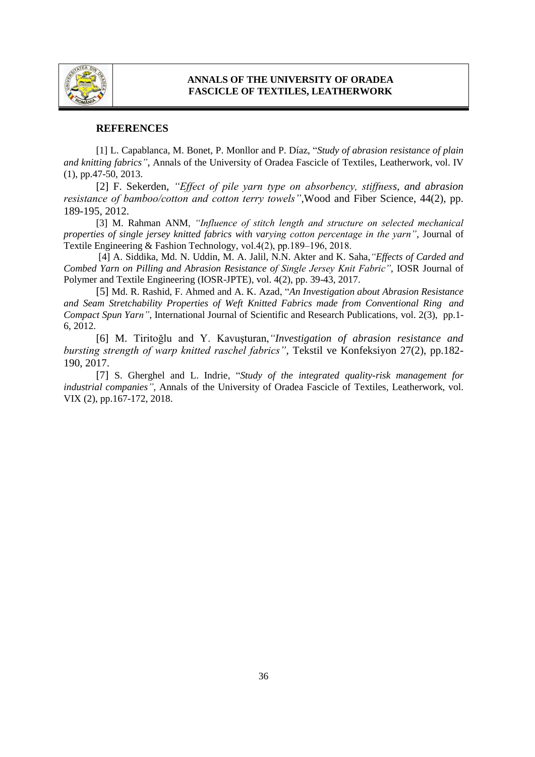## REFERENCES

[1] L. Capablanca, M. Bonet, P. Monllor and P. Díaz, "*Study of abrasion resistance of plain and knitting fabrics"*, Annals of the University of Oradea Fascicle of Textiles, Leatherwork, vol. IV (1), pp.47-50, 2013.

[2] F. Sekerden, *"Effect of pile yarn type on absorbency, stiffness, and abrasion resistance of bamboo/cotton and cotton terry towels"*,Wood and Fiber Science, 44(2), pp. 189-195, 2012.

[3] M. Rahman ANM, *"Influence of stitch length and structure on selected mechanical properties of single jersey knitted fabrics with varying cotton percentage in the yarn"*, Journal of Textile Engineering & Fashion Technology, vol.4(2), pp.189–196, 2018.

[4] A. Siddika, Md. N. Uddin, M. A. Jalil, N.N. Akter and K. Saha,*"Effects of Carded and Combed Yarn on Pilling and Abrasion Resistance of Single Jersey Knit Fabric"*, IOSR Journal of Polymer and Textile Engineering (IOSR-JPTE), vol. 4(2), pp. 39-43, 2017.

[5] Md. R. Rashid, F. Ahmed and A. K. Azad, "*An Investigation about Abrasion Resistance and Seam Stretchability Properties of Weft Knitted Fabrics made from Conventional Ring and Compact Spun Yarn"*, International Journal of Scientific and Research Publications, vol. 2(3), pp.1-6, 2012.

[6] M. Tiritoğlu and Y. Kavuşturan,*"Investigation of abrasion resistance and bursting strength of warp knitted raschel fabrics"*, Tekstil ve Konfeksiyon 27(2), pp.182-190, 2017.

[7] S. Gherghel and L. Indrie, "*Study of the integrated quality-risk management for industrial companies"*, Annals of the University of Oradea Fascicle of Textiles, Leatherwork, vol. VIX (2), pp.167-172, 2018.